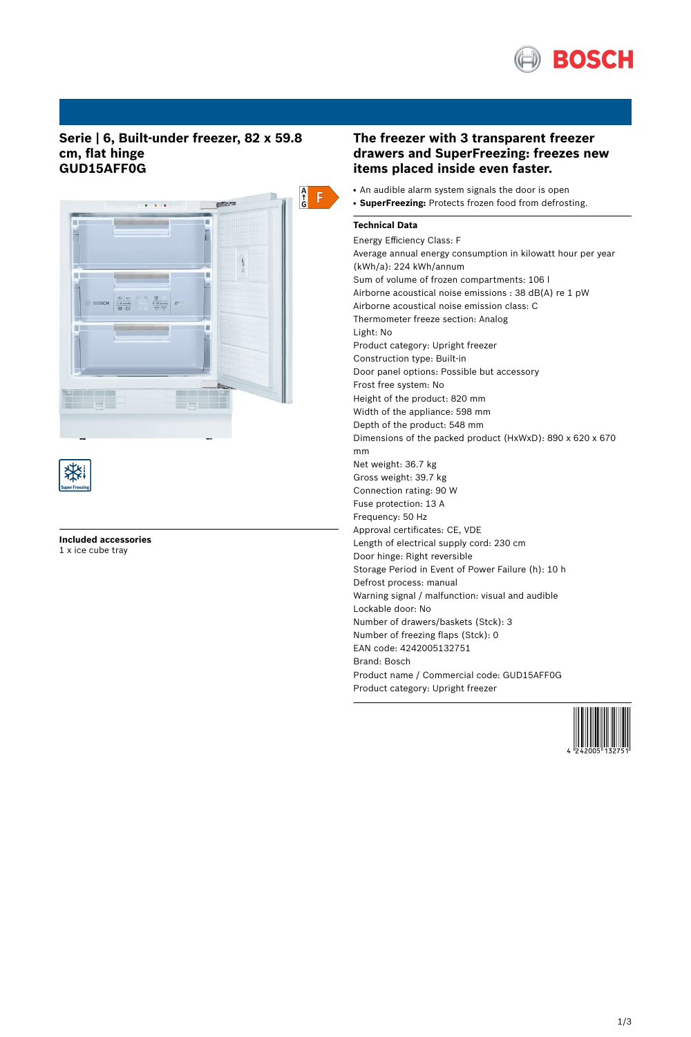# Serie | 6, Built-under freezer, 82 x 59.8 cm, flat hinge
# GUD15AFF0G

## The freezer with 3 transparent freezer drawers and SuperFreezing: freezes new items placed inside even faster.

- An audible alarm system signals the door is open
- **SuperFreezing:** Protects frozen food from defrosting.

### Technical Data

Energy Efficiency Class: F
Average annual energy consumption in kilowatt hour per year (kWh/a): 224 kWh/annum
Sum of volume of frozen compartments: 106 l
Airborne acoustical noise emissions : 38 dB(A) re 1 pW
Airborne acoustical noise emission class: C
Thermometer freeze section: Analog
Light: No
Product category: Upright freezer
Construction type: Built-in
Door panel options: Possible but accessory
Frost free system: No
Height of the product: 820 mm
Width of the appliance: 598 mm
Depth of the product: 548 mm
Dimensions of the packed product (HxWxD): 890 x 620 x 670 mm
Net weight: 36.7 kg
Gross weight: 39.7 kg
Connection rating: 90 W
Fuse protection: 13 A
Frequency: 50 Hz
Approval certificates: CE, VDE
Length of electrical supply cord: 230 cm
Door hinge: Right reversible
Storage Period in Event of Power Failure (h): 10 h
Defrost process: manual
Warning signal / malfunction: visual and audible
Lockable door: No
Number of drawers/baskets (Stck): 3
Number of freezing flaps (Stck): 0
EAN code: 4242005132751
Brand: Bosch
Product name / Commercial code: GUD15AFF0G
Product category: Upright freezer

### Included accessories

1 x ice cube tray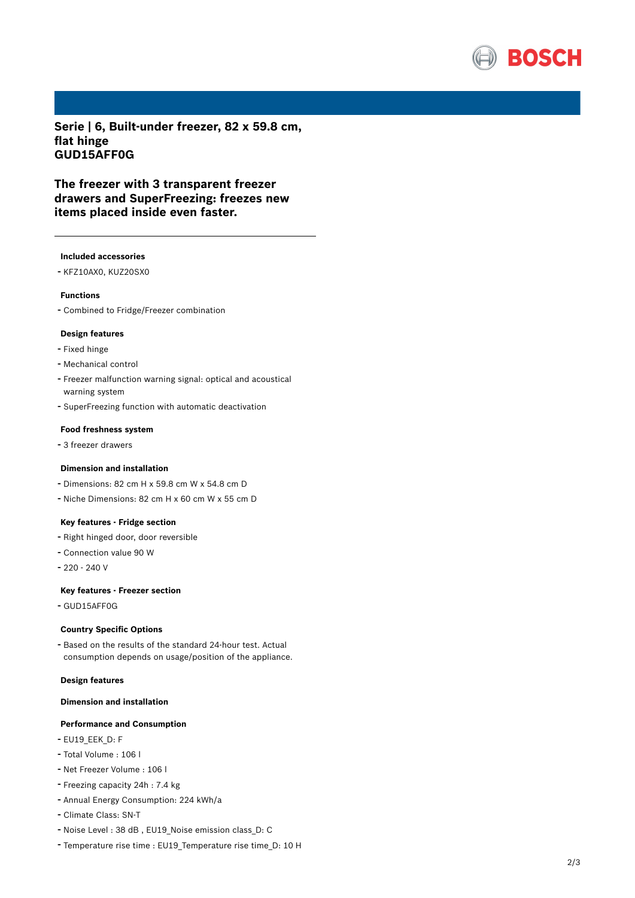# Serie | 6, Built-under freezer, 82 x 59.8 cm, flat hinge
# GUD15AFF0G

## The freezer with 3 transparent freezer drawers and SuperFreezing: freezes new items placed inside even faster.

---

### Included accessories

- KFZ10AX0, KUZ20SX0

### Functions

- Combined to Fridge/Freezer combination

### Design features

- Fixed hinge
- Mechanical control
- Freezer malfunction warning signal: optical and acoustical warning system
- SuperFreezing function with automatic deactivation

### Food freshness system

- 3 freezer drawers

### Dimension and installation

- Dimensions: 82 cm H x 59.8 cm W x 54.8 cm D
- Niche Dimensions: 82 cm H x 60 cm W x 55 cm D

### Key features - Fridge section

- Right hinged door, door reversible
- Connection value 90 W
- 220 - 240 V

### Key features - Freezer section

- GUD15AFF0G

### Country Specific Options

- Based on the results of the standard 24-hour test. Actual consumption depends on usage/position of the appliance.

### Design features

### Dimension and installation

### Performance and Consumption

- EU19_EEK_D: F
- Total Volume : 106 l
- Net Freezer Volume : 106 l
- Freezing capacity 24h : 7.4 kg
- Annual Energy Consumption: 224 kWh/a
- Climate Class: SN-T
- Noise Level : 38 dB , EU19_Noise emission class_D: C
- Temperature rise time : EU19_Temperature rise time_D: 10 H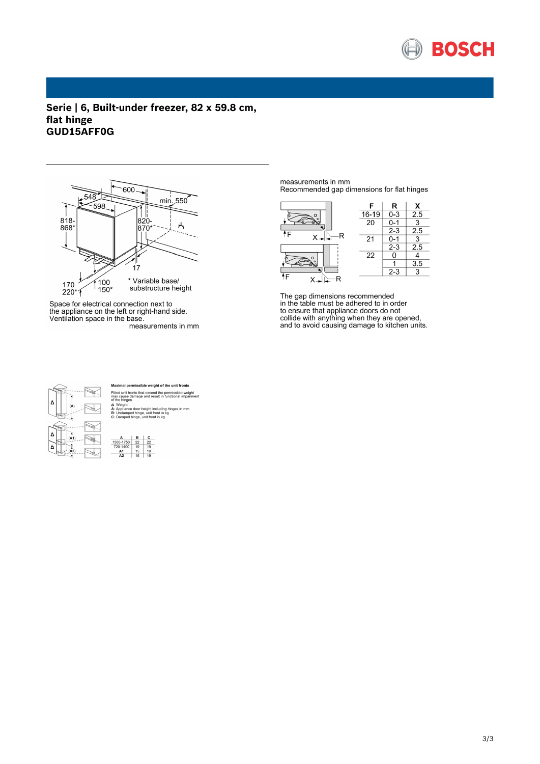**Serie | 6, Built-under freezer, 82 x 59.8 cm, flat hinge**
**GUD15AFF0G**

548
600
598
min. 550
818-
868*
820-
870*
17
170
220*
100
150*
* Variable base/ substructure height

Space for electrical connection next to the appliance on the left or right-hand side. Ventilation space in the base.
measurements in mm

measurements in mm
Recommended gap dimensions for flat hinges

F
X
R

| F | R | X |
|---|---|---|
| 16-19 | 0-3 | 2.5 |
| 20 | 0-1 | 3 |
| | 2-3 | 2.5 |
| 21 | 0-1 | 3 |
| | 2-3 | 2.5 |
| 22 | 0 | 4 |
| | 1 | 3.5 |
| | 2-3 | 3 |

The gap dimensions recommended in the table must be adhered to in order to ensure that appliance doors do not collide with anything when they are opened, and to avoid causing damage to kitchen units.

**Maximal permissible weight of the unit fronts**

Fitted unit fronts that exceed the permissible weight may cause damage and result in functional impairment of the hinges
Weight
A: Appliance door height including hinges in mm
B: Undamped hinge, unit front in kg
C: Damped hinge, unit front in kg

(A)
(A1)
(A2)

| A | B | C |
|---|---|---|
| 1500-1750 | 22 | 22 |
| 720-1400 | 19 | 19 |
| A1 | 15 | 19 |
| A2 | 15 | 19 |